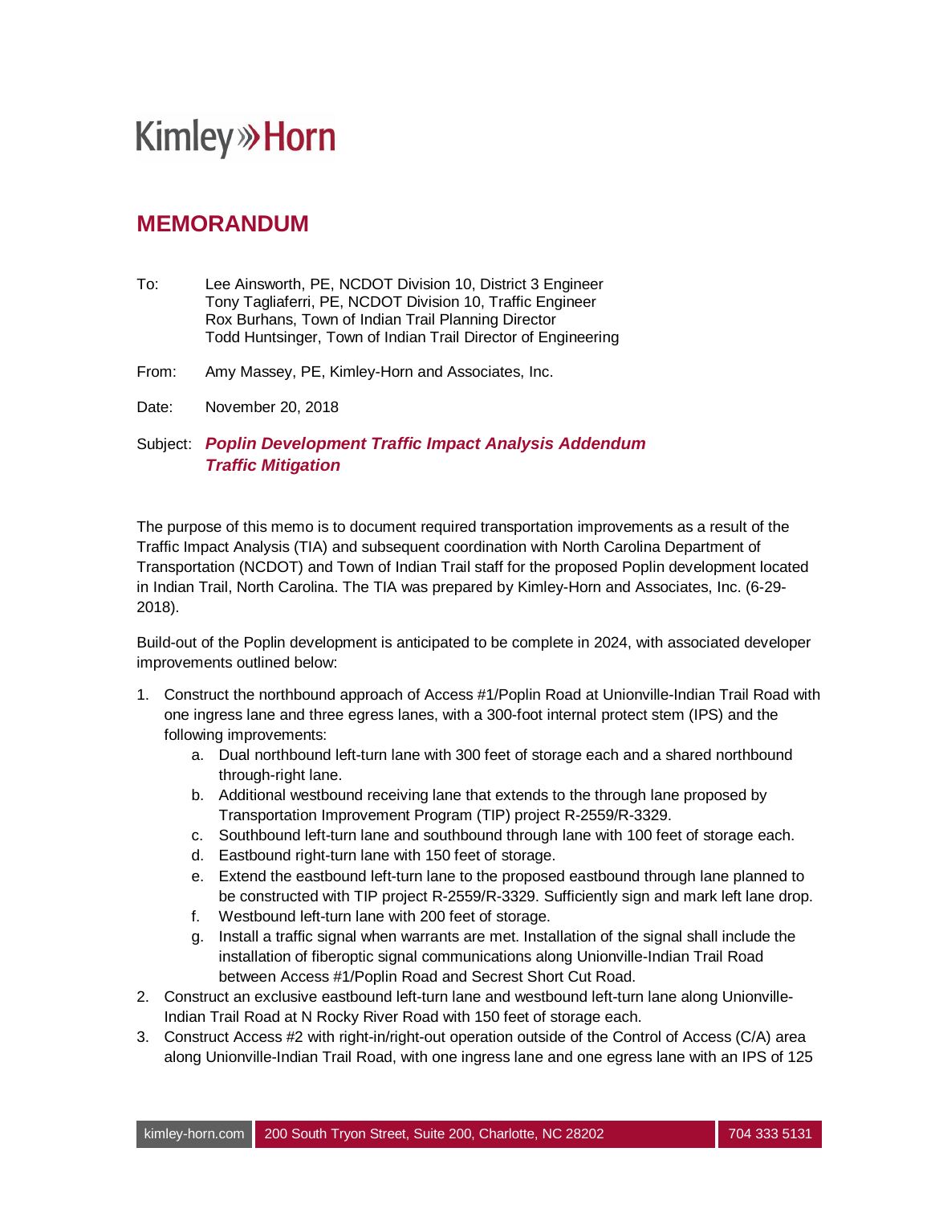Kimley»Horn

# MEMORANDUM

To: Lee Ainsworth, PE, NCDOT Division 10, District 3 Engineer
Tony Tagliaferri, PE, NCDOT Division 10, Traffic Engineer
Rox Burhans, Town of Indian Trail Planning Director
Todd Huntsinger, Town of Indian Trail Director of Engineering

From: Amy Massey, PE, Kimley-Horn and Associates, Inc.

Date: November 20, 2018

Subject: ***Poplin Development Traffic Impact Analysis Addendum Traffic Mitigation***

The purpose of this memo is to document required transportation improvements as a result of the Traffic Impact Analysis (TIA) and subsequent coordination with North Carolina Department of Transportation (NCDOT) and Town of Indian Trail staff for the proposed Poplin development located in Indian Trail, North Carolina. The TIA was prepared by Kimley-Horn and Associates, Inc. (6-29-2018).

Build-out of the Poplin development is anticipated to be complete in 2024, with associated developer improvements outlined below:

1. Construct the northbound approach of Access #1/Poplin Road at Unionville-Indian Trail Road with one ingress lane and three egress lanes, with a 300-foot internal protect stem (IPS) and the following improvements:
   a. Dual northbound left-turn lane with 300 feet of storage each and a shared northbound through-right lane.
   b. Additional westbound receiving lane that extends to the through lane proposed by Transportation Improvement Program (TIP) project R-2559/R-3329.
   c. Southbound left-turn lane and southbound through lane with 100 feet of storage each.
   d. Eastbound right-turn lane with 150 feet of storage.
   e. Extend the eastbound left-turn lane to the proposed eastbound through lane planned to be constructed with TIP project R-2559/R-3329. Sufficiently sign and mark left lane drop.
   f. Westbound left-turn lane with 200 feet of storage.
   g. Install a traffic signal when warrants are met. Installation of the signal shall include the installation of fiberoptic signal communications along Unionville-Indian Trail Road between Access #1/Poplin Road and Secrest Short Cut Road.
2. Construct an exclusive eastbound left-turn lane and westbound left-turn lane along Unionville-Indian Trail Road at N Rocky River Road with 150 feet of storage each.
3. Construct Access #2 with right-in/right-out operation outside of the Control of Access (C/A) area along Unionville-Indian Trail Road, with one ingress lane and one egress lane with an IPS of 125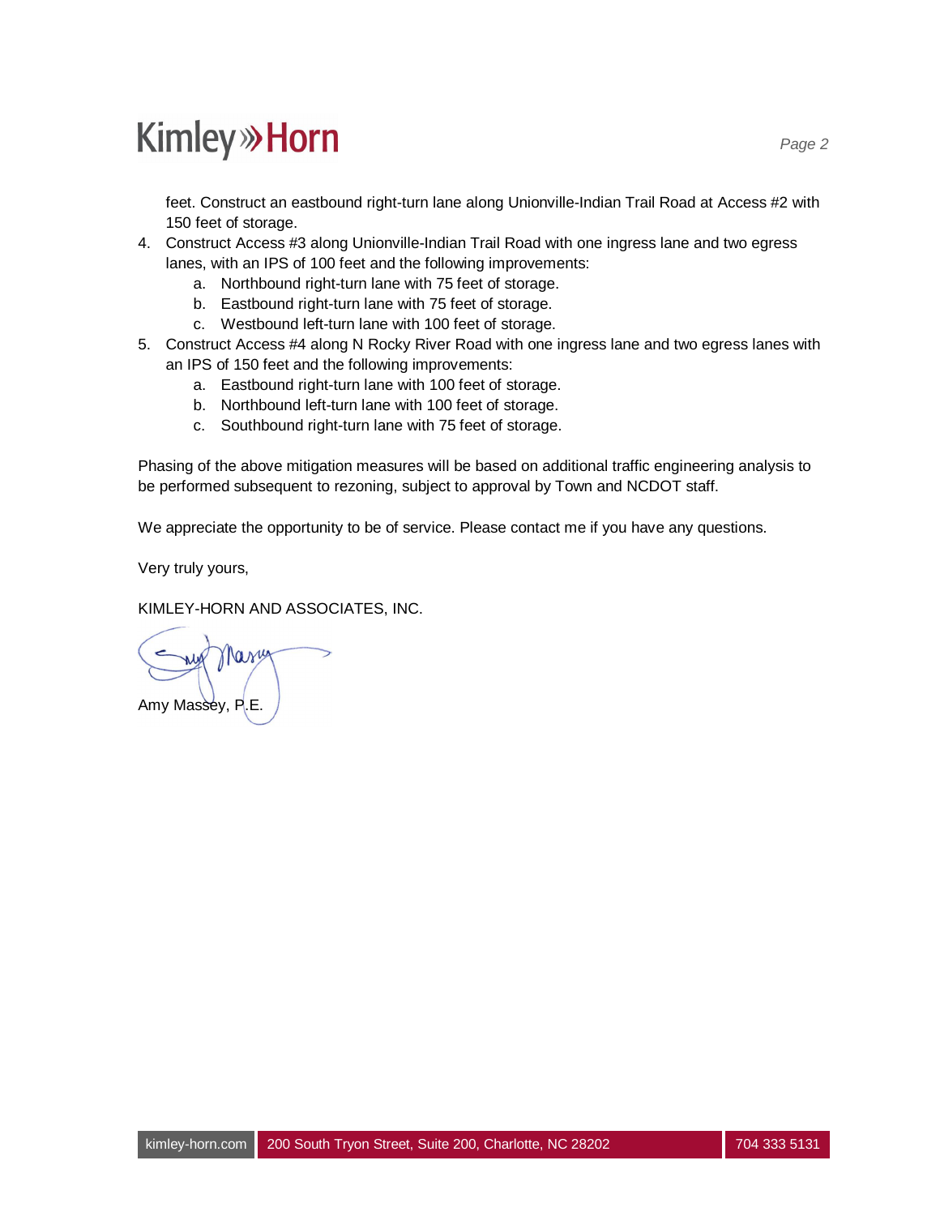feet. Construct an eastbound right-turn lane along Unionville-Indian Trail Road at Access #2 with 150 feet of storage.

4. Construct Access #3 along Unionville-Indian Trail Road with one ingress lane and two egress lanes, with an IPS of 100 feet and the following improvements:
   a. Northbound right-turn lane with 75 feet of storage.
   b. Eastbound right-turn lane with 75 feet of storage.
   c. Westbound left-turn lane with 100 feet of storage.
5. Construct Access #4 along N Rocky River Road with one ingress lane and two egress lanes with an IPS of 150 feet and the following improvements:
   a. Eastbound right-turn lane with 100 feet of storage.
   b. Northbound left-turn lane with 100 feet of storage.
   c. Southbound right-turn lane with 75 feet of storage.

Phasing of the above mitigation measures will be based on additional traffic engineering analysis to be performed subsequent to rezoning, subject to approval by Town and NCDOT staff.

We appreciate the opportunity to be of service. Please contact me if you have any questions.

Very truly yours,

KIMLEY-HORN AND ASSOCIATES, INC.

Amy Massey, P.E.

kimley-horn.com | 200 South Tryon Street, Suite 200, Charlotte, NC 28202 | 704 333 5131